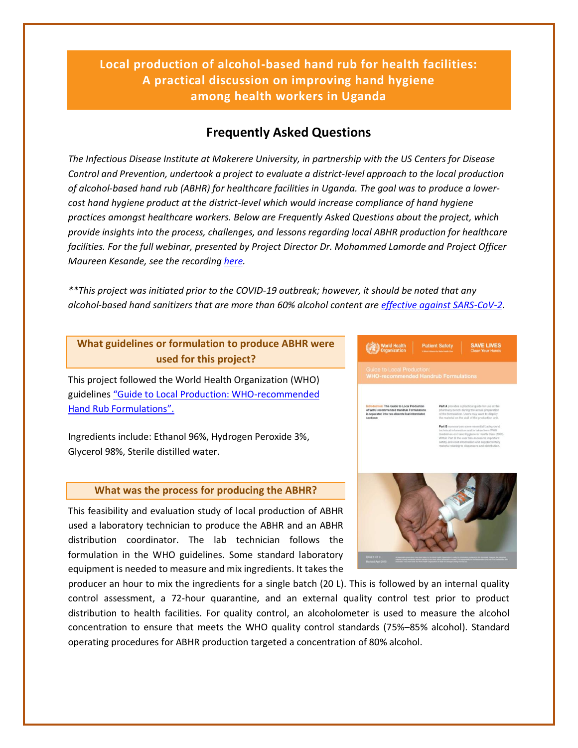# Local production of alcohol-based hand rub for health facilities: A practical discussion on improving hand hygiene among health workers in Uganda

## Frequently Asked Questions

*The Infectious Disease Institute at Makerere University, in partnership with the US Centers for Disease Control and Prevention, undertook a project to evaluate a district-level approach to the local production of alcohol-based hand rub (ABHR) for healthcare facilities in Uganda. The goal was to produce a lower-cost hand hygiene product at the district-level which would increase compliance of hand hygiene practices amongst healthcare workers. Below are Frequently Asked Questions about the project, which provide insights into the process, challenges, and lessons regarding local ABHR production for healthcare facilities. For the full webinar, presented by Project Director Dr. Mohammed Lamorde and Project Officer Maureen Kesande, see the recording [here](#).*

*\*\*This project was initiated prior to the COVID-19 outbreak; however, it should be noted that any alcohol-based hand sanitizers that are more than 60% alcohol content are [effective against SARS-CoV-2](#).*

### What guidelines or formulation to produce ABHR were used for this project?

This project followed the World Health Organization (WHO) guidelines ["Guide to Local Production: WHO-recommended Hand Rub Formulations".](#)

Ingredients include: Ethanol 96%, Hydrogen Peroxide 3%, Glycerol 98%, Sterile distilled water.

### What was the process for producing the ABHR?

This feasibility and evaluation study of local production of ABHR used a laboratory technician to produce the ABHR and an ABHR distribution coordinator. The lab technician follows the formulation in the WHO guidelines. Some standard laboratory equipment is needed to measure and mix ingredients. It takes the producer an hour to mix the ingredients for a single batch (20 L). This is followed by an internal quality control assessment, a 72-hour quarantine, and an external quality control test prior to product distribution to health facilities. For quality control, an alcoholometer is used to measure the alcohol concentration to ensure that meets the WHO quality control standards (75%–85% alcohol). Standard operating procedures for ABHR production targeted a concentration of 80% alcohol.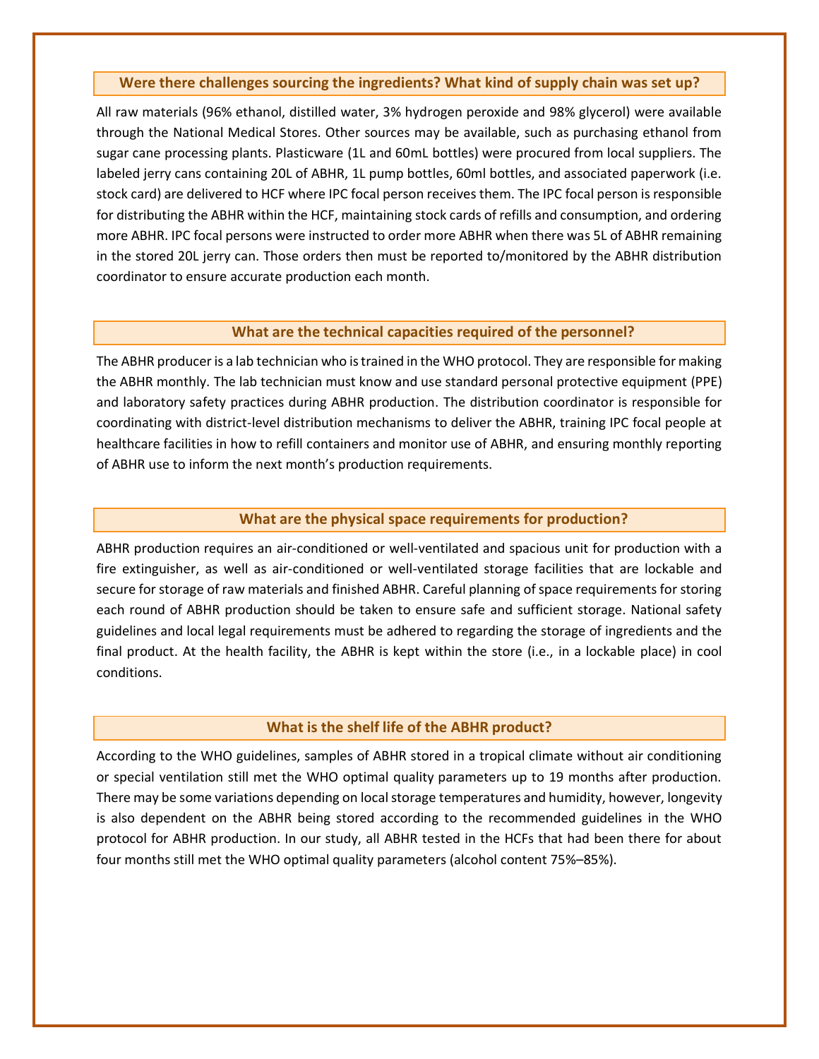### Were there challenges sourcing the ingredients? What kind of supply chain was set up?

All raw materials (96% ethanol, distilled water, 3% hydrogen peroxide and 98% glycerol) were available through the National Medical Stores. Other sources may be available, such as purchasing ethanol from sugar cane processing plants. Plasticware (1L and 60mL bottles) were procured from local suppliers. The labeled jerry cans containing 20L of ABHR, 1L pump bottles, 60ml bottles, and associated paperwork (i.e. stock card) are delivered to HCF where IPC focal person receives them. The IPC focal person is responsible for distributing the ABHR within the HCF, maintaining stock cards of refills and consumption, and ordering more ABHR. IPC focal persons were instructed to order more ABHR when there was 5L of ABHR remaining in the stored 20L jerry can. Those orders then must be reported to/monitored by the ABHR distribution coordinator to ensure accurate production each month.

### What are the technical capacities required of the personnel?

The ABHR producer is a lab technician who is trained in the WHO protocol. They are responsible for making the ABHR monthly. The lab technician must know and use standard personal protective equipment (PPE) and laboratory safety practices during ABHR production. The distribution coordinator is responsible for coordinating with district-level distribution mechanisms to deliver the ABHR, training IPC focal people at healthcare facilities in how to refill containers and monitor use of ABHR, and ensuring monthly reporting of ABHR use to inform the next month's production requirements.

### What are the physical space requirements for production?

ABHR production requires an air-conditioned or well-ventilated and spacious unit for production with a fire extinguisher, as well as air-conditioned or well-ventilated storage facilities that are lockable and secure for storage of raw materials and finished ABHR. Careful planning of space requirements for storing each round of ABHR production should be taken to ensure safe and sufficient storage. National safety guidelines and local legal requirements must be adhered to regarding the storage of ingredients and the final product. At the health facility, the ABHR is kept within the store (i.e., in a lockable place) in cool conditions.

### What is the shelf life of the ABHR product?

According to the WHO guidelines, samples of ABHR stored in a tropical climate without air conditioning or special ventilation still met the WHO optimal quality parameters up to 19 months after production. There may be some variations depending on local storage temperatures and humidity, however, longevity is also dependent on the ABHR being stored according to the recommended guidelines in the WHO protocol for ABHR production. In our study, all ABHR tested in the HCFs that had been there for about four months still met the WHO optimal quality parameters (alcohol content 75%–85%).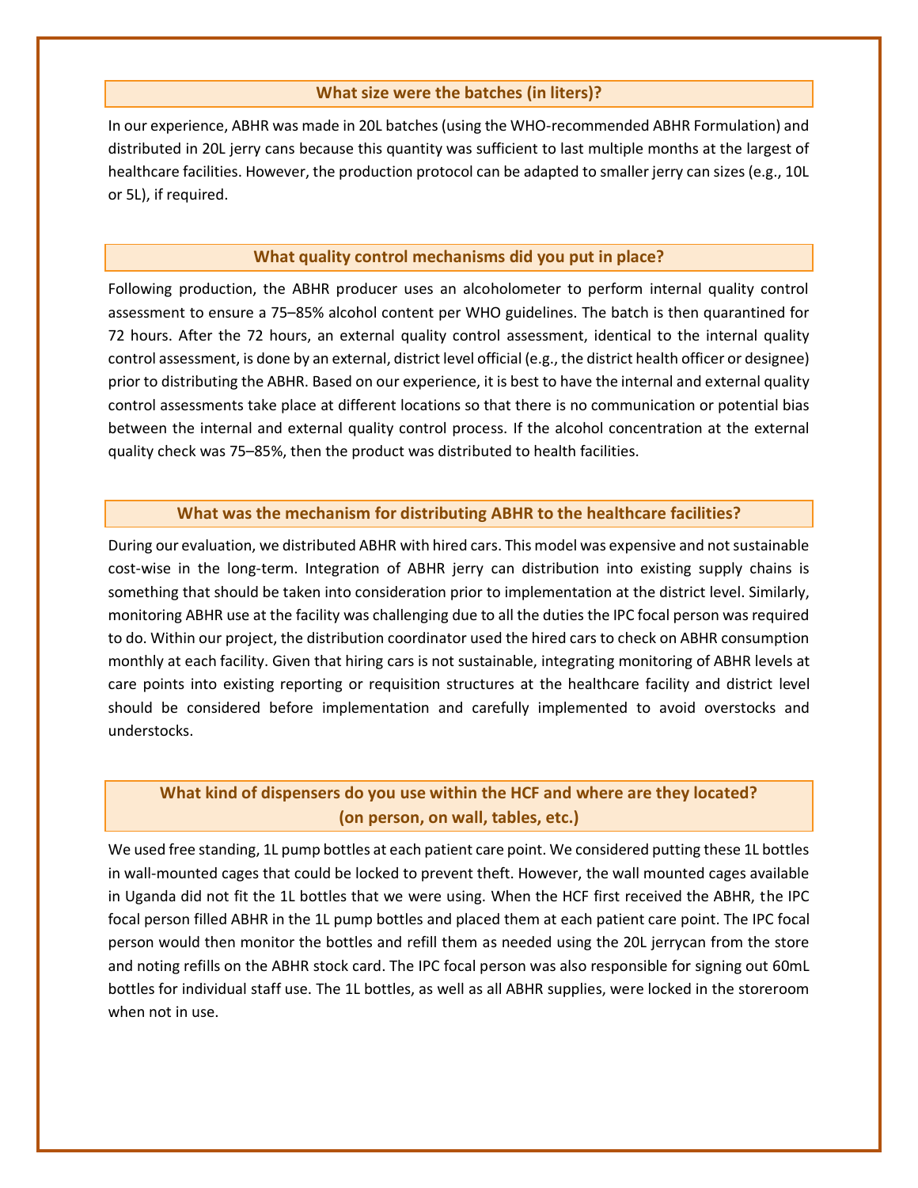### What size were the batches (in liters)?

In our experience, ABHR was made in 20L batches (using the WHO-recommended ABHR Formulation) and distributed in 20L jerry cans because this quantity was sufficient to last multiple months at the largest of healthcare facilities. However, the production protocol can be adapted to smaller jerry can sizes (e.g., 10L or 5L), if required.

### What quality control mechanisms did you put in place?

Following production, the ABHR producer uses an alcoholometer to perform internal quality control assessment to ensure a 75–85% alcohol content per WHO guidelines. The batch is then quarantined for 72 hours. After the 72 hours, an external quality control assessment, identical to the internal quality control assessment, is done by an external, district level official (e.g., the district health officer or designee) prior to distributing the ABHR. Based on our experience, it is best to have the internal and external quality control assessments take place at different locations so that there is no communication or potential bias between the internal and external quality control process. If the alcohol concentration at the external quality check was 75–85%, then the product was distributed to health facilities.

### What was the mechanism for distributing ABHR to the healthcare facilities?

During our evaluation, we distributed ABHR with hired cars. This model was expensive and not sustainable cost-wise in the long-term. Integration of ABHR jerry can distribution into existing supply chains is something that should be taken into consideration prior to implementation at the district level. Similarly, monitoring ABHR use at the facility was challenging due to all the duties the IPC focal person was required to do. Within our project, the distribution coordinator used the hired cars to check on ABHR consumption monthly at each facility. Given that hiring cars is not sustainable, integrating monitoring of ABHR levels at care points into existing reporting or requisition structures at the healthcare facility and district level should be considered before implementation and carefully implemented to avoid overstocks and understocks.

### What kind of dispensers do you use within the HCF and where are they located? (on person, on wall, tables, etc.)

We used free standing, 1L pump bottles at each patient care point. We considered putting these 1L bottles in wall-mounted cages that could be locked to prevent theft. However, the wall mounted cages available in Uganda did not fit the 1L bottles that we were using. When the HCF first received the ABHR, the IPC focal person filled ABHR in the 1L pump bottles and placed them at each patient care point. The IPC focal person would then monitor the bottles and refill them as needed using the 20L jerrycan from the store and noting refills on the ABHR stock card. The IPC focal person was also responsible for signing out 60mL bottles for individual staff use. The 1L bottles, as well as all ABHR supplies, were locked in the storeroom when not in use.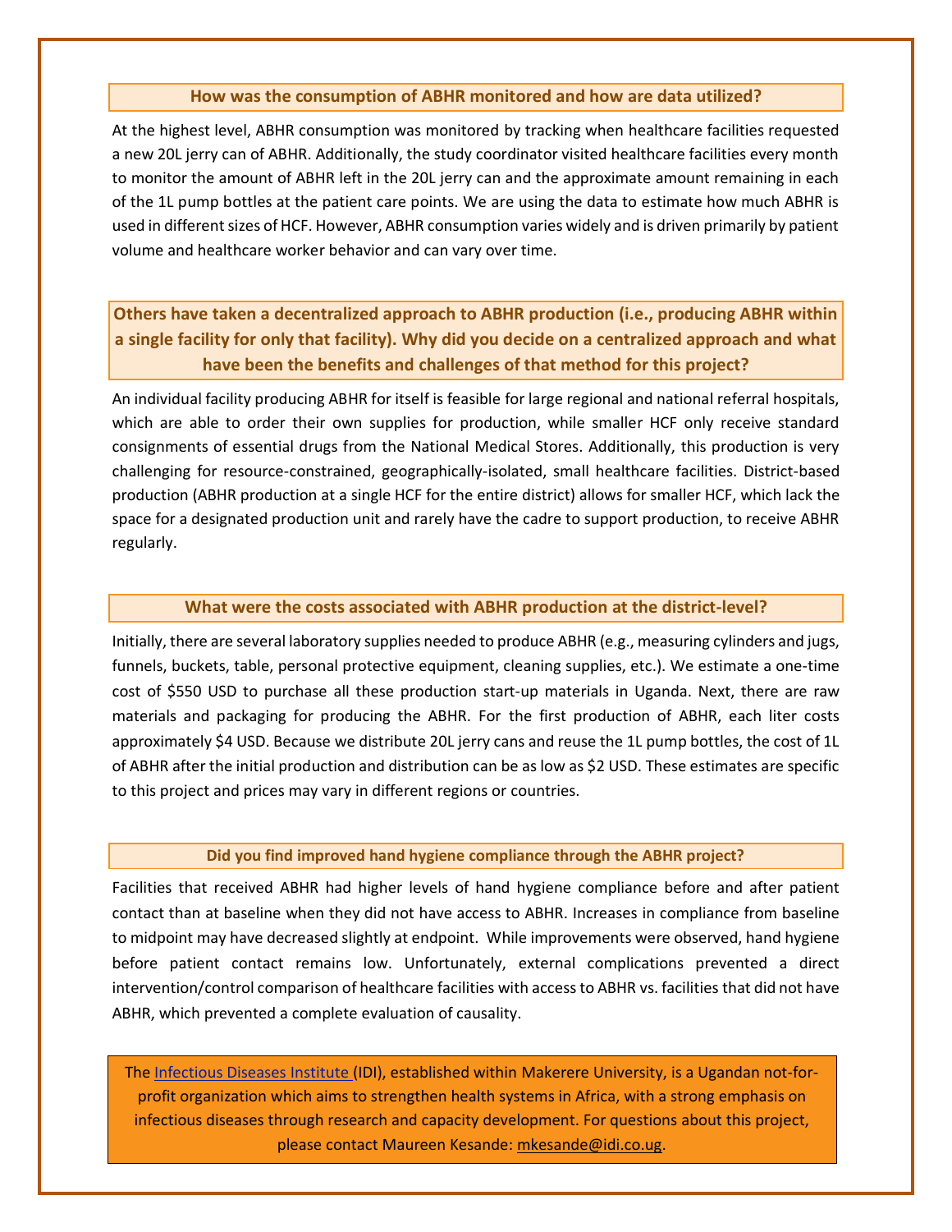### How was the consumption of ABHR monitored and how are data utilized?

At the highest level, ABHR consumption was monitored by tracking when healthcare facilities requested a new 20L jerry can of ABHR. Additionally, the study coordinator visited healthcare facilities every month to monitor the amount of ABHR left in the 20L jerry can and the approximate amount remaining in each of the 1L pump bottles at the patient care points. We are using the data to estimate how much ABHR is used in different sizes of HCF. However, ABHR consumption varies widely and is driven primarily by patient volume and healthcare worker behavior and can vary over time.

### Others have taken a decentralized approach to ABHR production (i.e., producing ABHR within a single facility for only that facility). Why did you decide on a centralized approach and what have been the benefits and challenges of that method for this project?

An individual facility producing ABHR for itself is feasible for large regional and national referral hospitals, which are able to order their own supplies for production, while smaller HCF only receive standard consignments of essential drugs from the National Medical Stores. Additionally, this production is very challenging for resource-constrained, geographically-isolated, small healthcare facilities. District-based production (ABHR production at a single HCF for the entire district) allows for smaller HCF, which lack the space for a designated production unit and rarely have the cadre to support production, to receive ABHR regularly.

### What were the costs associated with ABHR production at the district-level?

Initially, there are several laboratory supplies needed to produce ABHR (e.g., measuring cylinders and jugs, funnels, buckets, table, personal protective equipment, cleaning supplies, etc.). We estimate a one-time cost of $550 USD to purchase all these production start-up materials in Uganda. Next, there are raw materials and packaging for producing the ABHR. For the first production of ABHR, each liter costs approximately $4 USD. Because we distribute 20L jerry cans and reuse the 1L pump bottles, the cost of 1L of ABHR after the initial production and distribution can be as low as $2 USD. These estimates are specific to this project and prices may vary in different regions or countries.

### Did you find improved hand hygiene compliance through the ABHR project?

Facilities that received ABHR had higher levels of hand hygiene compliance before and after patient contact than at baseline when they did not have access to ABHR. Increases in compliance from baseline to midpoint may have decreased slightly at endpoint. While improvements were observed, hand hygiene before patient contact remains low. Unfortunately, external complications prevented a direct intervention/control comparison of healthcare facilities with access to ABHR vs. facilities that did not have ABHR, which prevented a complete evaluation of causality.

The Infectious Diseases Institute (IDI), established within Makerere University, is a Ugandan not-for-profit organization which aims to strengthen health systems in Africa, with a strong emphasis on infectious diseases through research and capacity development. For questions about this project, please contact Maureen Kesande: mkesande@idi.co.ug.